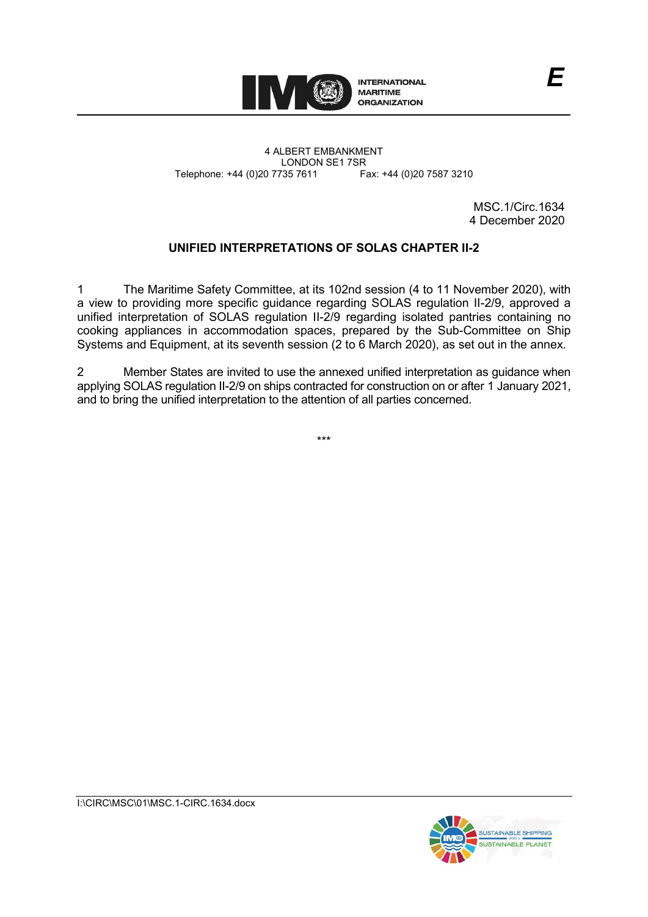INTERNATIONAL MARITIME ORGANIZATION

E

4 ALBERT EMBANKMENT
LONDON SE1 7SR
Telephone: +44 (0)20 7735 7611    Fax: +44 (0)20 7587 3210

MSC.1/Circ.1634
4 December 2020

## UNIFIED INTERPRETATIONS OF SOLAS CHAPTER II-2

1 The Maritime Safety Committee, at its 102nd session (4 to 11 November 2020), with a view to providing more specific guidance regarding SOLAS regulation II-2/9, approved a unified interpretation of SOLAS regulation II-2/9 regarding isolated pantries containing no cooking appliances in accommodation spaces, prepared by the Sub-Committee on Ship Systems and Equipment, at its seventh session (2 to 6 March 2020), as set out in the annex.

2 Member States are invited to use the annexed unified interpretation as guidance when applying SOLAS regulation II-2/9 on ships contracted for construction on or after 1 January 2021, and to bring the unified interpretation to the attention of all parties concerned.

***

I:\CIRC\MSC\01\MSC.1-CIRC.1634.docx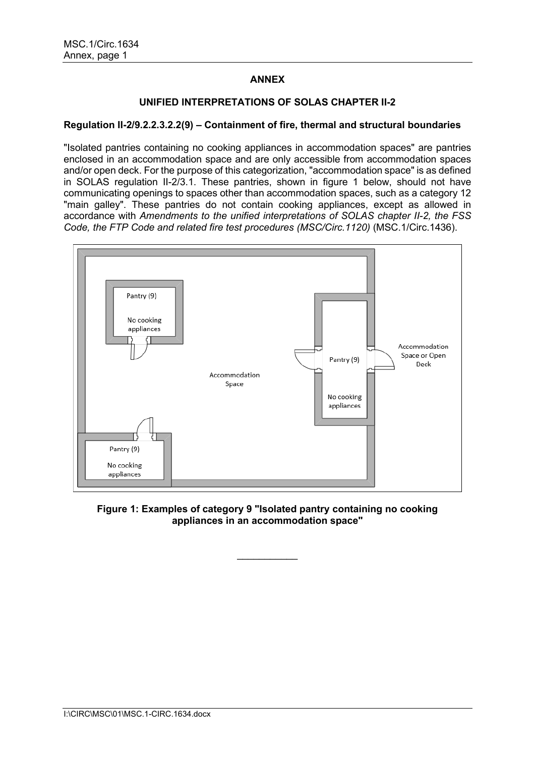## ANNEX

### UNIFIED INTERPRETATIONS OF SOLAS CHAPTER II-2

**Regulation II-2/9.2.2.3.2.2(9) – Containment of fire, thermal and structural boundaries**

"Isolated pantries containing no cooking appliances in accommodation spaces" are pantries enclosed in an accommodation space and are only accessible from accommodation spaces and/or open deck. For the purpose of this categorization, "accommodation space" is as defined in SOLAS regulation II-2/3.1. These pantries, shown in figure 1 below, should not have communicating openings to spaces other than accommodation spaces, such as a category 12 "main galley". These pantries do not contain cooking appliances, except as allowed in accordance with *Amendments to the unified interpretations of SOLAS chapter II-2, the FSS Code, the FTP Code and related fire test procedures (MSC/Circ.1120)* (MSC.1/Circ.1436).

Pantry (9)
No cooking appliances

Accommodation Space

Pantry (9)
No cooking appliances

Accommodation Space or Open Deck

Pantry (9)
No cooking appliances

**Figure 1: Examples of category 9 "Isolated pantry containing no cooking appliances in an accommodation space"**

___________